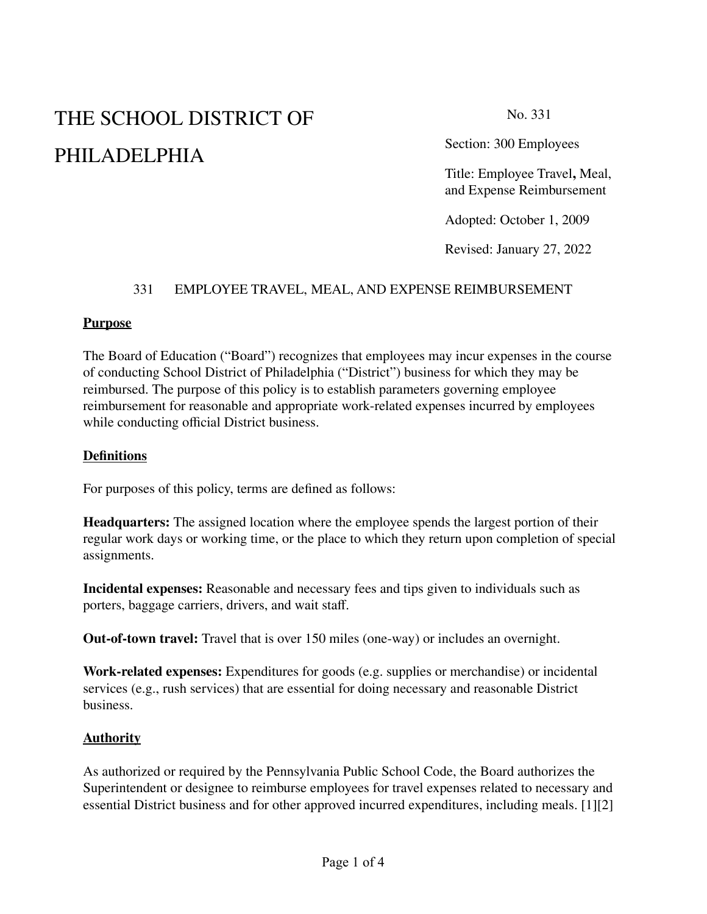# THE SCHOOL DISTRICT OF PHILADELPHIA

No. 331

Section: 300 Employees

Title: Employee Travel**,** Meal, and Expense Reimbursement

Adopted: October 1, 2009

Revised: January 27, 2022

## 331 EMPLOYEE TRAVEL, MEAL, AND EXPENSE REIMBURSEMENT

### Purpose

The Board of Education ("Board") recognizes that employees may incur expenses in the course of conducting School District of Philadelphia ("District") business for which they may be reimbursed. The purpose of this policy is to establish parameters governing employee reimbursement for reasonable and appropriate work-related expenses incurred by employees while conducting official District business.

### Definitions

For purposes of this policy, terms are defined as follows:

**Headquarters:** The assigned location where the employee spends the largest portion of their regular work days or working time, or the place to which they return upon completion of special assignments.

**Incidental expenses:** Reasonable and necessary fees and tips given to individuals such as porters, baggage carriers, drivers, and wait staff.

**Out-of-town travel:** Travel that is over 150 miles (one-way) or includes an overnight.

**Work-related expenses:** Expenditures for goods (e.g. supplies or merchandise) or incidental services (e.g., rush services) that are essential for doing necessary and reasonable District business.

### Authority

As authorized or required by the Pennsylvania Public School Code, the Board authorizes the Superintendent or designee to reimburse employees for travel expenses related to necessary and essential District business and for other approved incurred expenditures, including meals. [1][2]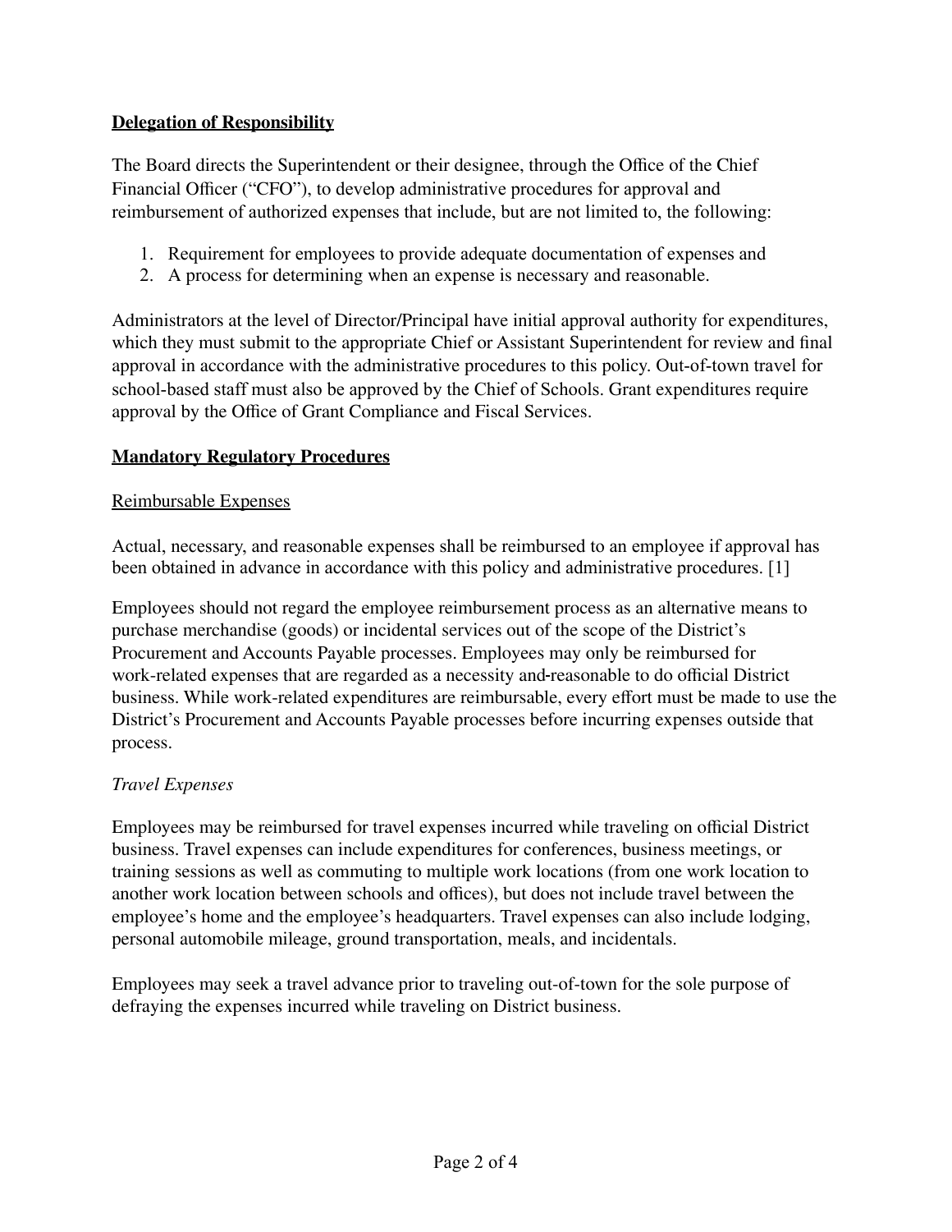**Delegation of Responsibility**

The Board directs the Superintendent or their designee, through the Office of the Chief Financial Officer ("CFO"), to develop administrative procedures for approval and reimbursement of authorized expenses that include, but are not limited to, the following:

1. Requirement for employees to provide adequate documentation of expenses and
2. A process for determining when an expense is necessary and reasonable.

Administrators at the level of Director/Principal have initial approval authority for expenditures, which they must submit to the appropriate Chief or Assistant Superintendent for review and final approval in accordance with the administrative procedures to this policy. Out-of-town travel for school-based staff must also be approved by the Chief of Schools. Grant expenditures require approval by the Office of Grant Compliance and Fiscal Services.

**Mandatory Regulatory Procedures**

Reimbursable Expenses

Actual, necessary, and reasonable expenses shall be reimbursed to an employee if approval has been obtained in advance in accordance with this policy and administrative procedures. [1]

Employees should not regard the employee reimbursement process as an alternative means to purchase merchandise (goods) or incidental services out of the scope of the District's Procurement and Accounts Payable processes. Employees may only be reimbursed for work-related expenses that are regarded as a necessity and-reasonable to do official District business. While work-related expenditures are reimbursable, every effort must be made to use the District's Procurement and Accounts Payable processes before incurring expenses outside that process.

*Travel Expenses*

Employees may be reimbursed for travel expenses incurred while traveling on official District business. Travel expenses can include expenditures for conferences, business meetings, or training sessions as well as commuting to multiple work locations (from one work location to another work location between schools and offices), but does not include travel between the employee's home and the employee's headquarters. Travel expenses can also include lodging, personal automobile mileage, ground transportation, meals, and incidentals.

Employees may seek a travel advance prior to traveling out-of-town for the sole purpose of defraying the expenses incurred while traveling on District business.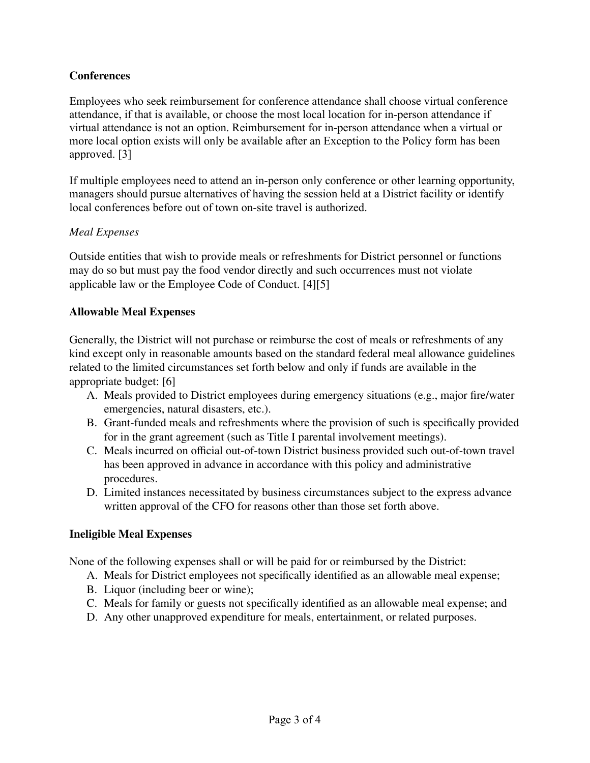## Conferences

Employees who seek reimbursement for conference attendance shall choose virtual conference attendance, if that is available, or choose the most local location for in-person attendance if virtual attendance is not an option. Reimbursement for in-person attendance when a virtual or more local option exists will only be available after an Exception to the Policy form has been approved. [3]

If multiple employees need to attend an in-person only conference or other learning opportunity, managers should pursue alternatives of having the session held at a District facility or identify local conferences before out of town on-site travel is authorized.

*Meal Expenses*

Outside entities that wish to provide meals or refreshments for District personnel or functions may do so but must pay the food vendor directly and such occurrences must not violate applicable law or the Employee Code of Conduct. [4][5]

## Allowable Meal Expenses

Generally, the District will not purchase or reimburse the cost of meals or refreshments of any kind except only in reasonable amounts based on the standard federal meal allowance guidelines related to the limited circumstances set forth below and only if funds are available in the appropriate budget: [6]

A. Meals provided to District employees during emergency situations (e.g., major fire/water emergencies, natural disasters, etc.).
B. Grant-funded meals and refreshments where the provision of such is specifically provided for in the grant agreement (such as Title I parental involvement meetings).
C. Meals incurred on official out-of-town District business provided such out-of-town travel has been approved in advance in accordance with this policy and administrative procedures.
D. Limited instances necessitated by business circumstances subject to the express advance written approval of the CFO for reasons other than those set forth above.

## Ineligible Meal Expenses

None of the following expenses shall or will be paid for or reimbursed by the District:

A. Meals for District employees not specifically identified as an allowable meal expense;
B. Liquor (including beer or wine);
C. Meals for family or guests not specifically identified as an allowable meal expense; and
D. Any other unapproved expenditure for meals, entertainment, or related purposes.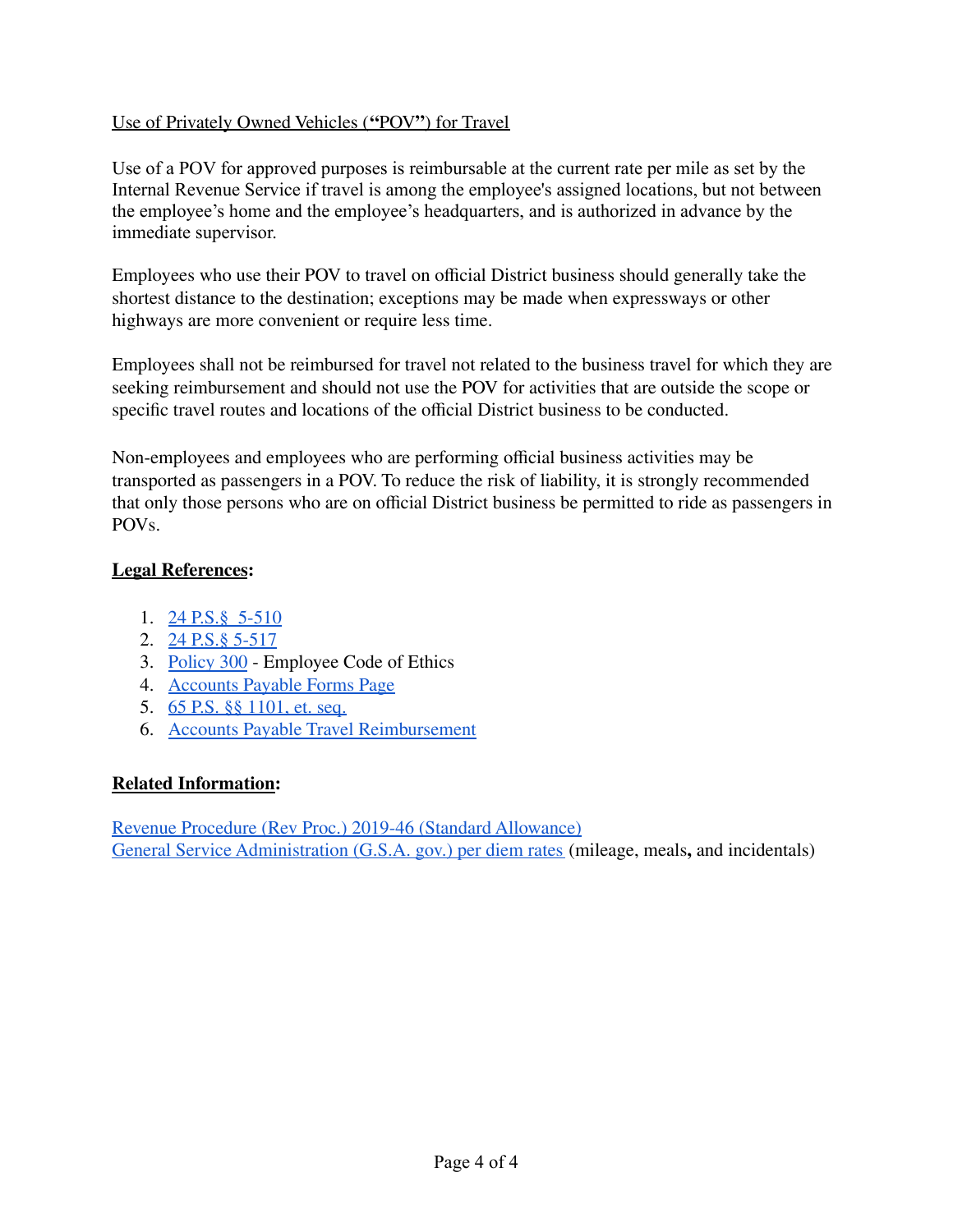Use of Privately Owned Vehicles ("POV") for Travel

Use of a POV for approved purposes is reimbursable at the current rate per mile as set by the Internal Revenue Service if travel is among the employee's assigned locations, but not between the employee's home and the employee's headquarters, and is authorized in advance by the immediate supervisor.

Employees who use their POV to travel on official District business should generally take the shortest distance to the destination; exceptions may be made when expressways or other highways are more convenient or require less time.

Employees shall not be reimbursed for travel not related to the business travel for which they are seeking reimbursement and should not use the POV for activities that are outside the scope or specific travel routes and locations of the official District business to be conducted.

Non-employees and employees who are performing official business activities may be transported as passengers in a POV. To reduce the risk of liability, it is strongly recommended that only those persons who are on official District business be permitted to ride as passengers in POVs.

**Legal References:**

1. 24 P.S.§ 5-510
2. 24 P.S.§ 5-517
3. Policy 300 - Employee Code of Ethics
4. Accounts Payable Forms Page
5. 65 P.S. §§ 1101, et. seq.
6. Accounts Payable Travel Reimbursement

**Related Information:**

Revenue Procedure (Rev Proc.) 2019-46 (Standard Allowance)
General Service Administration (G.S.A. gov.) per diem rates (mileage, meals, and incidentals)